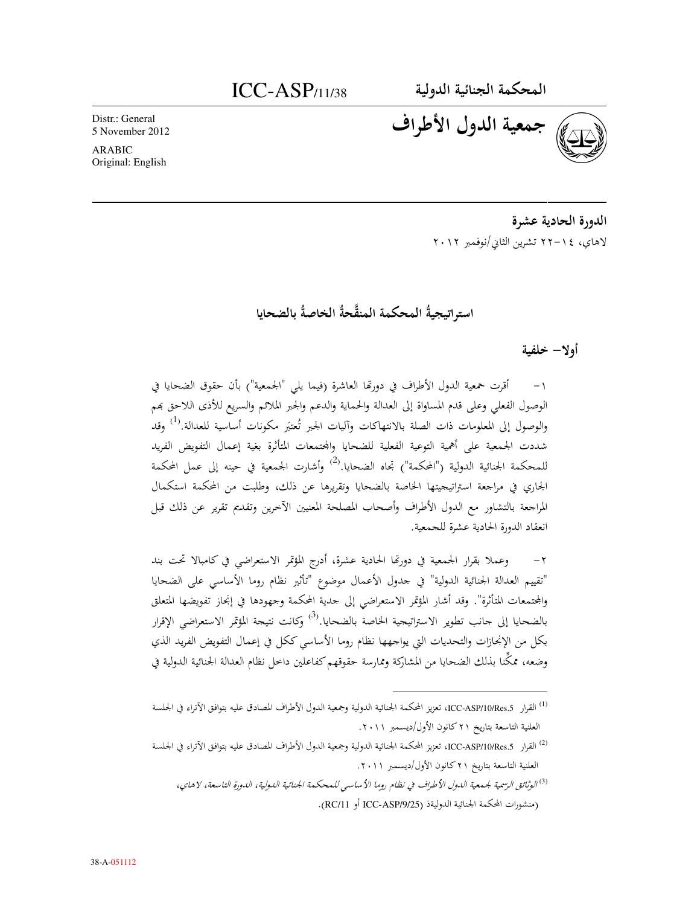# ICC-ASP/11/38

**المحكمة الجنائية الدولية**

Distr.: General
5 November 2012

ARABIC
Original: English

## جمعية الدول الأطراف

**الدورة الحادية عشرة**

لاهاي، ١٤-٢٢ تشرين الثاني/نوفمبر ٢٠١٢

## استراتيجيةُ المحكمة المنقَّحةُ الخاصةُ بالضحايا

### أولا- خلفية

١- أقرت جمعية الدول الأطراف في دورتها العاشرة (فيما يلي "الجمعية") بأن حقوق الضحايا في الوصول الفعلي وعلى قدم المساواة إلى العدالة والحماية والدعم والجبر الملائم والسريع للأذى اللاحق بهم والوصول إلى المعلومات ذات الصلة بالانتهاكات وآليات الجبر تُعتبَر مكونات أساسية للعدالة.[1] وقد شددت الجمعية على أهمية التوعية الفعلية للضحايا والمجتمعات المتأثرة بغية إعمال التفويض الفريد للمحكمة الجنائية الدولية ("المحكمة") تجاه الضحايا.[2] وأشارت الجمعية في حينه إلى عمل المحكمة الجاري في مراجعة استراتيجيتها الخاصة بالضحايا وتقريرها عن ذلك، وطلبت من المحكمة استكمال المراجعة بالتشاور مع الدول الأطراف وأصحاب المصلحة المعنيين الآخرين وتقديم تقرير عن ذلك قبل انعقاد الدورة الحادية عشرة للجمعية.

٢- وعملا بقرار الجمعية في دورتها الحادية عشرة، أدرج المؤتمر الاستعراضي في كامبالا تحت بند "تقييم العدالة الجنائية الدولية" في جدول الأعمال موضوع "تأثير نظام روما الأساسي على الضحايا والمجتمعات المتأثرة". وقد أشار المؤتمر الاستعراضي إلى جدية المحكمة وجهودها في إنجاز تفويضها المتعلق بالضحايا إلى جانب تطوير الاستراتيجية الخاصة بالضحايا.[3] وكانت نتيجة المؤتمر الاستعراضي الإقرار بكل من الإنجازات والتحديات التي يواجهها نظام روما الأساسي ككل في إعمال التفويض الفريد الذي وضعه، ممكِّنا بذلك الضحايا من المشاركة وممارسة حقوقهم كفاعلين داخل نظام العدالة الجنائية الدولية في

---

[1] القرار ICC-ASP/10/Res.5، تعزيز المحكمة الجنائية الدولية وجمعية الدول الأطراف المصادق عليه بتوافق الآراء في الجلسة العلنية التاسعة بتاريخ ٢١ كانون الأول/ديسمبر ٢٠١١.

[2] القرار ICC-ASP/10/Res.5، تعزيز المحكمة الجنائية الدولية وجمعية الدول الأطراف المصادق عليه بتوافق الآراء في الجلسة العلنية التاسعة بتاريخ ٢١ كانون الأول/ديسمبر ٢٠١١.

[3] *الوثائق الرسمية لجمعية الدول الأطراف في نظام روما الأساسي للمحكمة الجنائية الدولية، الدورة التاسعة، لاهاي،* (منشورات المحكمة الجنائية الدوليةذ (ICC-ASP/9/25 أو RC/11).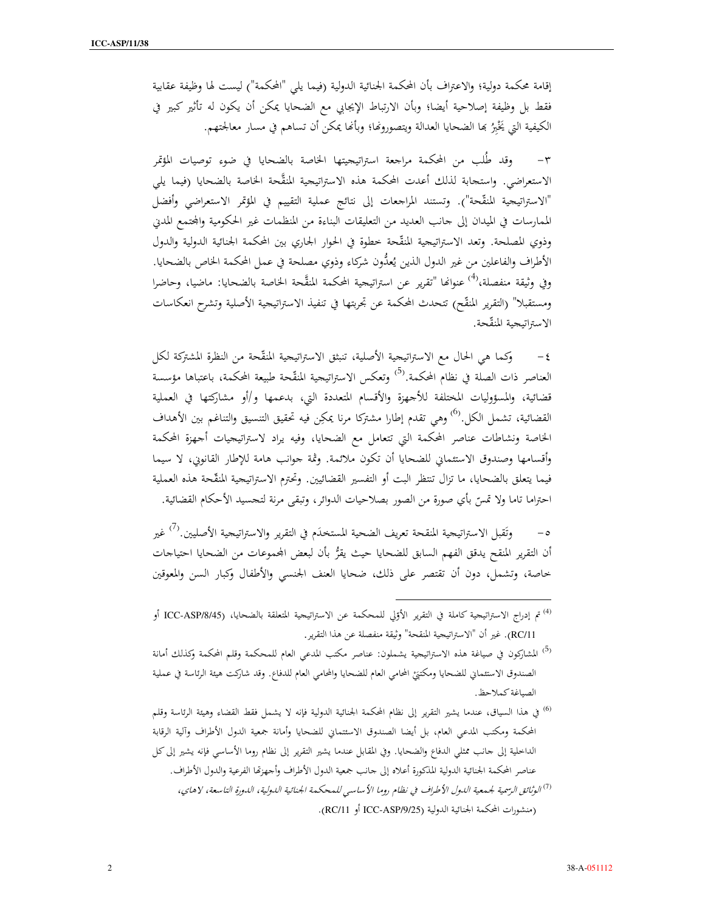إقامة محكمة دولية؛ والاعتراف بأن المحكمة الجنائية الدولية (فيما يلي "المحكمة") ليست لها وظيفة عقابية فقط بل وظيفة إصلاحية أيضا؛ وبأن الارتباط الإيجابي مع الضحايا يمكن أن يكون له تأثير كبير في الكيفية التي يَخْبرُ بها الضحايا العدالة ويتصورونها؛ وبأنها يمكن أن تساهم في مسار معالجتهم.

٣- وقد طُلب من المحكمة مراجعة استراتيجيتها الخاصة بالضحايا في ضوء توصيات المؤتمر الاستعراضي. واستجابة لذلك أعدت المحكمة هذه الاستراتيجية المنقَّحة الخاصة بالضحايا (فيما يلي "الاستراتيجية المنقّحة"). وتستند المراجعات إلى نتائج عملية التقييم في المؤتمر الاستعراضي وأفضل الممارسات في الميدان إلى جانب العديد من التعليقات البناءة من المنظمات غير الحكومية والمجتمع المدني وذوي المصلحة. وتعد الاستراتيجية المنقّحة خطوة في الحوار الجاري بين المحكمة الجنائية الدولية والدول الأطراف والفاعلين من غير الدول الذين يُعدُّون شركاء وذوي مصلحة في عمل المحكمة الخاص بالضحايا. وفي وثيقة منفصلة،[4] عنوانها "تقرير عن استراتيجية المحكمة المنقَّحة الخاصة بالضحايا: ماضيا، وحاضرا ومستقبلا" (التقرير المنقّح) تتحدث المحكمة عن تجربتها في تنفيذ الاستراتيجية الأصلية وتشرح انعكاسات الاستراتيجية المنقّحة.

٤- وكما هي الحال مع الاستراتيجية الأصلية، تنبثق الاستراتيجية المنقّحة من النظرة المشتركة لكل العناصر ذات الصلة في نظام المحكمة.[5] وتعكس الاستراتيجية المنقّحة طبيعة المحكمة، باعتباها مؤسسة قضائية، والمسؤوليات المختلفة للأجهزة والأقسام المتعددة التي، بدعمها و/أو مشاركتها في العملية القضائية، تشمل الكل.[6] وهي تقدم إطارا مشتركا مرنا يمكِن فيه تحقيق التنسيق والتناغم بين الأهداف الخاصة ونشاطات عناصر المحكمة التي تتعامل مع الضحايا، وفيه يراد لاستراتيجيات أجهزة المحكمة وأقسامها وصندوق الاستئماني للضحايا أن تكون ملائمة. وثمّة جوانب هامة للإطار القانوني، لا سيما فيما يتعلق بالضحايا، ما تزال تنتظر البت أو التفسير القضائيين. وتحترم الاستراتيجية المنقّحة هذه العملية احتراما تاما ولا تمسّ بأي صورة من الصور بصلاحيات الدوائر، وتبقى مرنة لتجسيد الأحكام القضائية.

٥- وتَقبل الاستراتيجية المنقحة تعريف الضحية المستخدَم في التقرير والاستراتيجية الأصليين.[7] غير أن التقرير المنقح يدقق الفهم السابق للضحايا حيث يقرُّ بأن لبعض المجموعات من الضحايا احتياجات خاصة، وتشمل، دون أن تقتصر على ذلك، ضحايا العنف الجنسي والأطفال وكبار السن والمعوقين

---

[4] تم إدراج الاستراتيجية كاملة في التقرير الأوّلي للمحكمة عن الاستراتيجية المتعلقة بالضحايا، (ICC-ASP/8/45 أو RC/11). غير أن "الاستراتيجية المنقحة" وثيقة منفصلة عن هذا التقرير.

[5] المشاركون في صياغة هذه الاستراتيجية يشملون: عناصر مكتب المدعي العام للمحكمة وقلم المحكمة وكذلك أمانة الصندوق الاستئماني للضحايا ومكتبَيْ المحامي العام للضحايا والمحامي العام للدفاع. وقد شاركت هيئة الرئاسة في عملية الصياغة كملاحظ.

[6] في هذا السياق، عندما يشير التقرير إلى نظام المحكمة الجنائية الدولية فإنه لا يشمل فقط القضاء وهيئة الرئاسة وقلم المحكمة ومكتب المدعي العام، بل أيضا الصندوق الاستئماني للضحايا وأمانة جمعية الدول الأطراف وآلية الرقابة الداخلية إلى جانب ممثلي الدفاع والضحايا. وفي المقابل عندما يشير التقرير إلى نظام روما الأساسي فإنه يشير إلى كل عناصر المحكمة الجنائية الدولية المذكورة أعلاه إلى جانب جمعية الدول الأطراف وأجهزتها الفرعية والدول الأطراف.

[7] *الوثائق الرسمية لجمعية الدول الأطراف في نظام روما الأساسي للمحكمة الجنائية الدولية، الدورة التاسعة، لاهاي،* (منشورات المحكمة الجنائية الدولية (ICC-ASP/9/25 أو RC/11).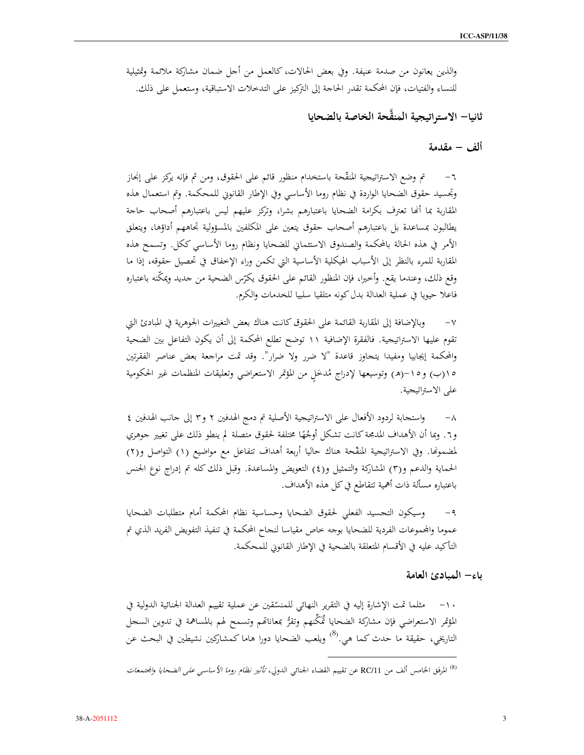والذين يعانون من صدمة عنيفة. وفي بعض الحالات، كالعمل من أجل ضمان مشاركة ملائمة وتمثيلية للنساء والفتيات، فإن المحكمة تقدر الحاجة إلى التركيز على التدخلات الاستباقية، وستعمل على ذلك.

## ثانيا– الاستراتيجية المنقَّحة الخاصة بالضحايا

### ألف – مقدمة

٦– تم وضع الاستراتيجية المنقّحة باستخدام منظور قائم على الحقوق، ومن ثم فإنه يركز على إنجاز وتجسيد حقوق الضحايا الواردة في نظام روما الأساسي وفي الإطار القانوني للمحكمة. وتم استعمال هذه المقاربة بما أنها تعترف بكرامة الضحايا باعتبارهم بشرا، وتركز عليهم ليس باعتبارهم أصحاب حاجة يطالبون بمساعدة بل باعتبارهم أصحاب حقوق يتعين على المكلفين بالمسؤولية تجاههم أداؤها، ويتعلق الأمر في هذه الحالة بالمحكمة والصندوق الاستئماني للضحايا ونظام روما الأساسي ككل. وتسمح هذه المقاربة للمرء بالنظر إلى الأسباب الهيكلية الأساسية التي تكمن وراء الإخفاق في تحصيل حقوقه، إذا ما وقع ذلك، وعندما يقع. وأخيرا، فإن المنظور القائم على الحقوق يكرّس الضحية من جديد ويمكّنه باعتباره فاعلا حيويا في عملية العدالة بدل كونه متلقيا سلبيا للخدمات والكرم.

٧– وبالإضافة إلى المقاربة القائمة على الحقوق كانت هناك بعض التغييرات الجوهرية في المبادئ التي تقوم عليها الاستراتيجية. فالفقرة الإضافية ١١ توضح تطلع المحكمة إلى أن يكون التفاعل بين الضحية والمحكمة إيجابيا ومفيدا يتجاوز قاعدة "لا ضرر ولا ضرار". وقد تمت مراجعة بعض عناصر الفقرتين ١٥(ب) و١٥–(هـ) وتوسيعها لإدراج مُدخَلٍ من المؤتمر الاستعراضي وتعليقات المنظمات غير الحكومية على الاستراتيجية.

٨– واستجابة لردود الأفعال على الاستراتيجية الأصلية تم دمج الهدفين ٢ و٣ إلى جانب الهدفين ٤ و٦. وبما أن الأهداف المدمجة كانت تشكل أوجُهًا مختلفة لحقوق متصلة لم ينطو ذلك على تغيير جوهري لمضمونها. وفي الاستراتيجية المنقّحة هناك حاليا أربعة أهداف تتفاعل مع مواضيع (١) التواصل و(٢) الحماية والدعم و(٣) المشاركة والتمثيل و(٤) التعويض والمساعدة. وقبل ذلك كله تم إدراج نوع الجنس باعتباره مسألة ذات أهمية تتقاطع في كل هذه الأهداف.

٩– وسيكون التجسيد الفعلي لحقوق الضحايا وحساسية نظام المحكمة أمام متطلبات الضحايا عموما والمجموعات الفردية للضحايا بوجه خاص مقياسا لنجاح المحكمة في تنفيذ التفويض الفريد الذي تم التأكيد عليه في الأقسام المتعلقة بالضحية في الإطار القانوني للمحكمة.

### باء– المبادئ العامة

١٠– مثلما تمت الإشارة إليه في التقرير النهائي للمنسّقين عن عملية تقييم العدالة الجنائية الدولية في المؤتمر الاستعراضي فإن مشاركة الضحايا تُمكّنهم وتقرُّ بمعاناتهم وتسمح لهم بالمساهمة في تدوين السجل التاريخي، حقيقة ما حدث كما هي.[8] ويلعب الضحايا دورا هاما كمشاركين نشيطين في البحث عن

---

[8] المرفق الخامس ألف من RC/11 عن تقييم القضاء الجنائي الدولي، *تأثير نظام روما الأساسي على الضحايا والمجتمعات*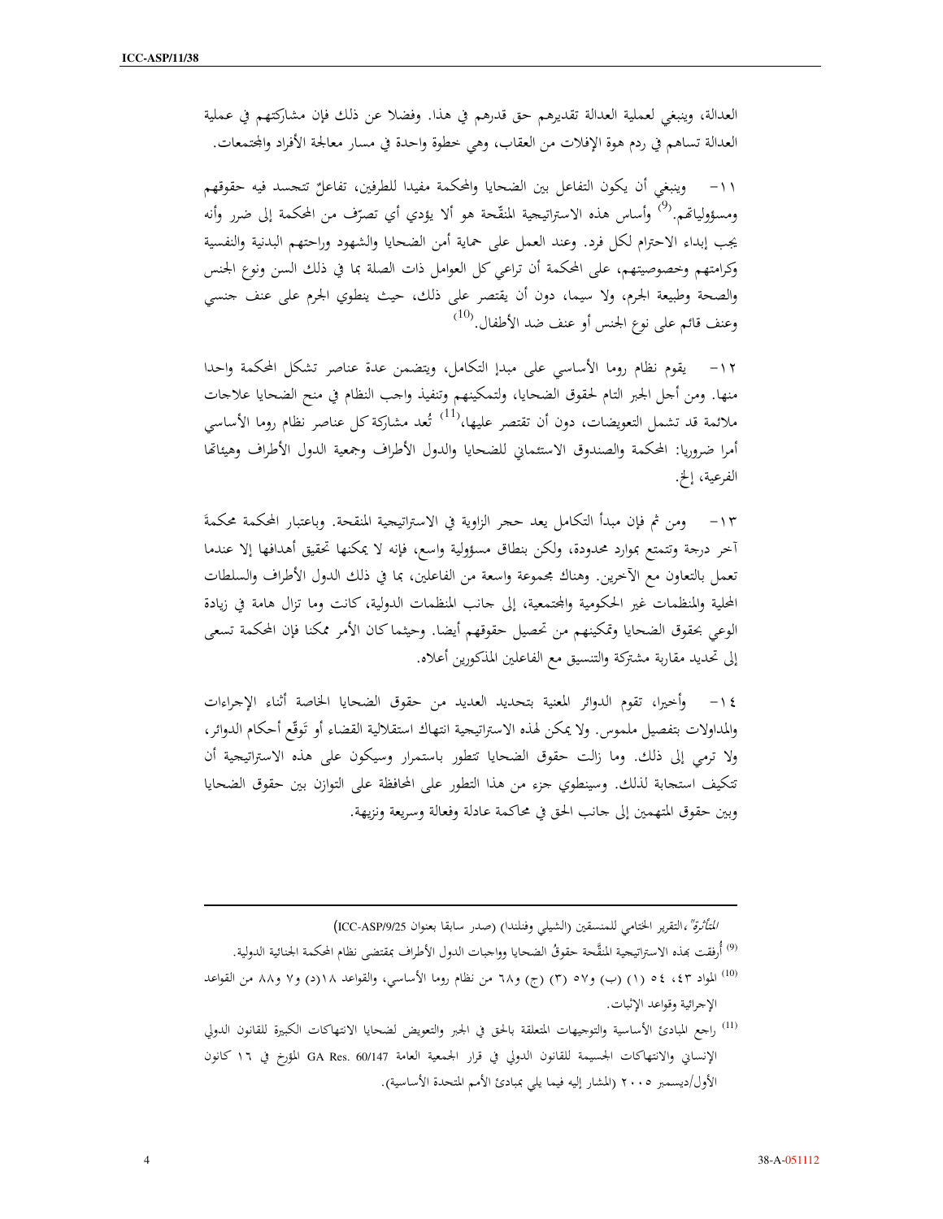العدالة، وينبغي لعملية العدالة تقديرهم حق قدرهم في هذا. وفضلا عن ذلك فإن مشاركتهم في عملية العدالة تساهم في ردم هوة الإفلات من العقاب، وهي خطوة واحدة في مسار معالجة الأفراد والمجتمعات.

١١- وينبغي أن يكون التفاعل بين الضحايا والمحكمة مفيدا للطرفين، تفاعلٌ تتجسد فيه حقوقهم ومسؤولياتهم.[9] وأساس هذه الاستراتيجية المنقّحة هو ألا يؤدي أي تصرّف من المحكمة إلى ضرر وأنه يجب إبداء الاحترام لكل فرد. وعند العمل على حماية أمن الضحايا والشهود وراحتهم البدنية والنفسية وكرامتهم وخصوصيتهم، على المحكمة أن تراعي كل العوامل ذات الصلة بما في ذلك السن ونوع الجنس والصحة وطبيعة الجرم، ولا سيما، دون أن يقتصر على ذلك، حيث ينطوي الجرم على عنف جنسي وعنف قائم على نوع الجنس أو عنف ضد الأطفال.[10]

١٢- يقوم نظام روما الأساسي على مبدإ التكامل، ويتضمن عدة عناصر تشكل المحكمة واحدا منها. ومن أجل الجبر التام لحقوق الضحايا، ولتمكينهم وتنفيذ واجب النظام في منح الضحايا علاجات ملائمة قد تشمل التعويضات، دون أن تقتصر عليها،[11] تُعد مشاركة كل عناصر نظام روما الأساسي أمرا ضروريا: المحكمة والصندوق الاستئماني للضحايا والدول الأطراف وجمعية الدول الأطراف وهيئاتها الفرعية، إلخ.

١٣- ومن ثم فإن مبدأ التكامل يعد حجر الزاوية في الاستراتيجية المنقحة. وباعتبار المحكمة محكمةَ آخر درجة وتتمتع بموارد محدودة، ولكن بنطاق مسؤولية واسع، فإنه لا يمكنها تحقيق أهدافها إلا عندما تعمل بالتعاون مع الآخرين. وهناك مجموعة واسعة من الفاعلين، بما في ذلك الدول الأطراف والسلطات المحلية والمنظمات غير الحكومية والمجتمعية، إلى جانب المنظمات الدولية، كانت وما تزال هامة في زيادة الوعي بحقوق الضحايا وتمكينهم من تحصيل حقوقهم أيضا. وحيثما كان الأمر ممكنا فإن المحكمة تسعى إلى تحديد مقاربة مشتركة والتنسيق مع الفاعلين المذكورين أعلاه.

١٤- وأخيرا، تقوم الدوائر المعنية بتحديد العديد من حقوق الضحايا الخاصة أثناء الإجراءات والمداولات بتفصيل ملموس. ولا يمكن لهذه الاستراتيجية انتهاك استقلالية القضاء أو تَوقّع أحكام الدوائر، ولا ترمي إلى ذلك. وما زالت حقوق الضحايا تتطور باستمرار وسيكون على هذه الاستراتيجية أن تتكيف استجابة لذلك. وسينطوي جزء من هذا التطور على المحافظة على التوازن بين حقوق الضحايا وبين حقوق المتهمين إلى جانب الحق في محاكمة عادلة وفعالة وسريعة ونزيهة.

---

*المتأثرة*"، التقرير الختامي للمنسقين (الشيلي وفنلندا) (صدر سابقا بعنوان ICC-ASP/9/25)

[9] أُرفقت بهذه الاستراتيجية المنقَّحة حقوقُ الضحايا وواجبات الدول الأطراف بمقتضى نظام المحكمة الجنائية الدولية.

[10] المواد ٤٣، ٥٤ (١) (ب) و٥٧ (٣) (ج) و٦٨ من نظام روما الأساسي، والقواعد ١٨(د) و٧ و٨٨ من القواعد الإجرائية وقواعد الإثبات.

[11] راجع المبادئ الأساسية والتوجيهات المتعلقة بالحق في الجبر والتعويض لضحايا الانتهاكات الكبيرة للقانون الدولي الإنساني والانتهاكات الجسيمة للقانون الدولي في قرار الجمعية العامة GA Res. 60/147 المؤرخ في ١٦ كانون الأول/ديسمبر ٢٠٠٥ (المشار إليه فيما يلي بمبادئ الأمم المتحدة الأساسية).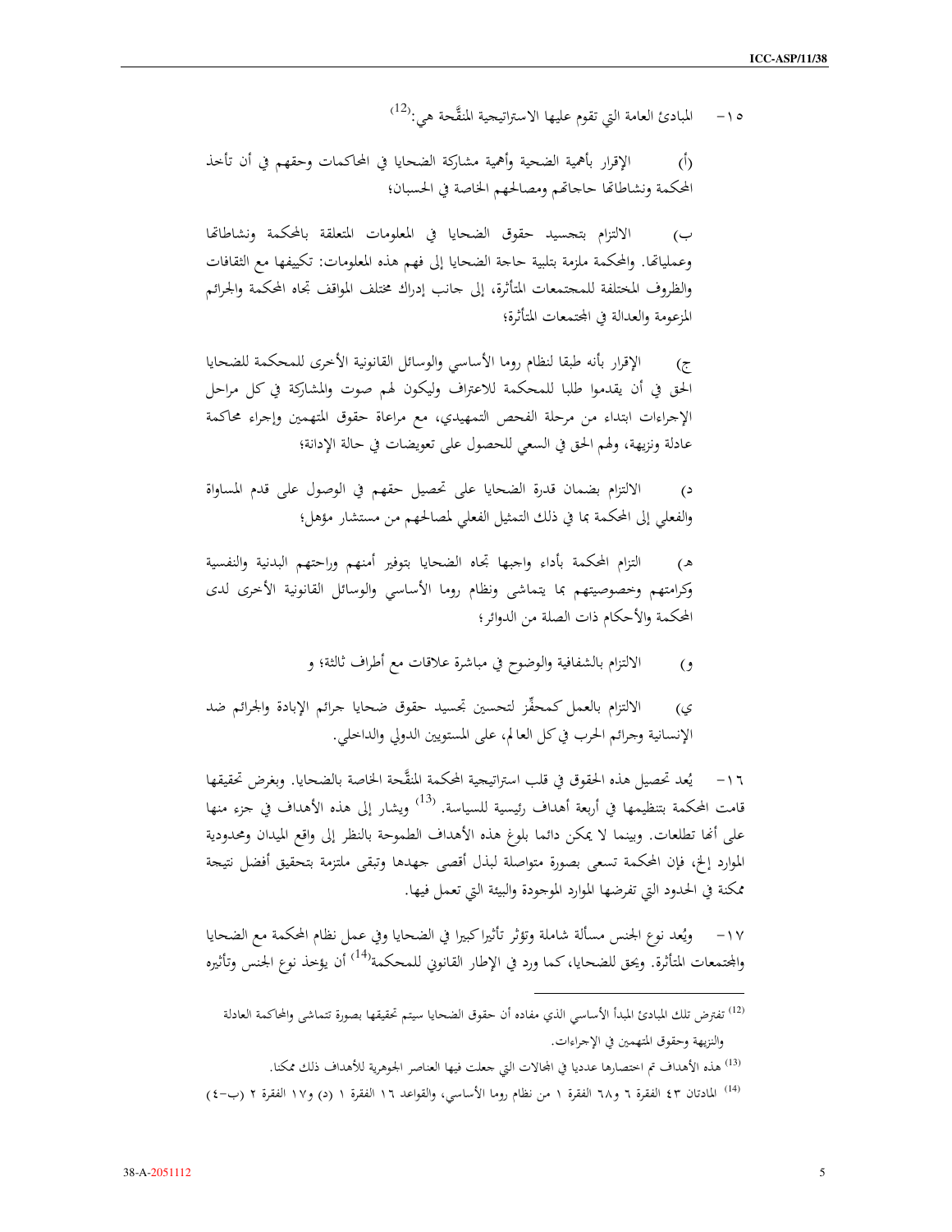١٥- المبادئ العامة التي تقوم عليها الاستراتيجية المنقَّحة هي:[12]

(أ) الإقرار بأهمية الضحية وأهمية مشاركة الضحايا في المحاكمات وحقهم في أن تأخذ المحكمة ونشاطاتها حاجاتهم ومصالحهم الخاصة في الحسبان؛

ب) الالتزام بتجسيد حقوق الضحايا في المعلومات المتعلقة بالمحكمة ونشاطاتها وعملياتها. والمحكمة ملزمة بتلبية حاجة الضحايا إلى فهم هذه المعلومات: تكييفها مع الثقافات والظروف المختلفة للمجتمعات المتأثرة، إلى جانب إدراك مختلف المواقف تجاه المحكمة والجرائم المزعومة والعدالة في المجتمعات المتأثرة؛

ج) الإقرار بأنه طبقا لنظام روما الأساسي والوسائل القانونية الأخرى للمحكمة للضحايا الحق في أن يقدموا طلبا للمحكمة للاعتراف وليكون لهم صوت والمشاركة في كل مراحل الإجراءات ابتداء من مرحلة الفحص التمهيدي، مع مراعاة حقوق المتهمين وإجراء محاكمة عادلة ونزيهة، ولهم الحق في السعي للحصول على تعويضات في حالة الإدانة؛

د) الالتزام بضمان قدرة الضحايا على تحصيل حقهم في الوصول على قدم المساواة والفعلي إلى المحكمة بما في ذلك التمثيل الفعلي لمصالحهم من مستشار مؤهل؛

هـ) التزام المحكمة بأداء واجبها تجاه الضحايا بتوفير أمنهم وراحتهم البدنية والنفسية وكرامتهم وخصوصيتهم بما يتماشى ونظام روما الأساسي والوسائل القانونية الأخرى لدى المحكمة والأحكام ذات الصلة من الدوائر؛

و) الالتزام بالشفافية والوضوح في مباشرة علاقات مع أطراف ثالثة؛ و

ي) الالتزام بالعمل كمحفِّز لتحسين تجسيد حقوق ضحايا جرائم الإبادة والجرائم ضد الإنسانية وجرائم الحرب في كل العالم، على المستويين الدولي والداخلي.

١٦- يُعد تحصيل هذه الحقوق في قلب استراتيجية المحكمة المنقَّحة الخاصة بالضحايا. وبغرض تحقيقها قامت المحكمة بتنظيمها في أربعة أهداف رئيسية للسياسة.[13] ويشار إلى هذه الأهداف في جزء منها على أنها تطلعات. وبينما لا يمكن دائما بلوغ هذه الأهداف الطموحة بالنظر إلى واقع الميدان ومحدودية الموارد إلخ، فإن المحكمة تسعى بصورة متواصلة لبذل أقصى جهدها وتبقى ملتزمة بتحقيق أفضل نتيجة ممكنة في الحدود التي تفرضها الموارد الموجودة والبيئة التي تعمل فيها.

١٧- ويُعد نوع الجنس مسألة شاملة وتؤثر تأثيرا كبيرا في الضحايا وفي عمل نظام المحكمة مع الضحايا والمجتمعات المتأثرة. ويحق للضحايا، كما ورد في الإطار القانوني للمحكمة[14] أن يؤخذ نوع الجنس وتأثيره

---

[12] تفترض تلك المبادئ المبدأ الأساسي الذي مفاده أن حقوق الضحايا سيتم تحقيقها بصورة تتماشى والمحاكمة العادلة والنزيهة وحقوق المتهمين في الإجراءات.

[13] هذه الأهداف تم اختصارها عدديا في المجالات التي جعلت فيها العناصر الجوهرية للأهداف ذلك ممكنا.

[14] المادتان ٤٣ الفقرة ٦ و٦٨ الفقرة ١ من نظام روما الأساسي، والقواعد ١٦ الفقرة ١ (د) و١٧ الفقرة ٢ (ب-٤)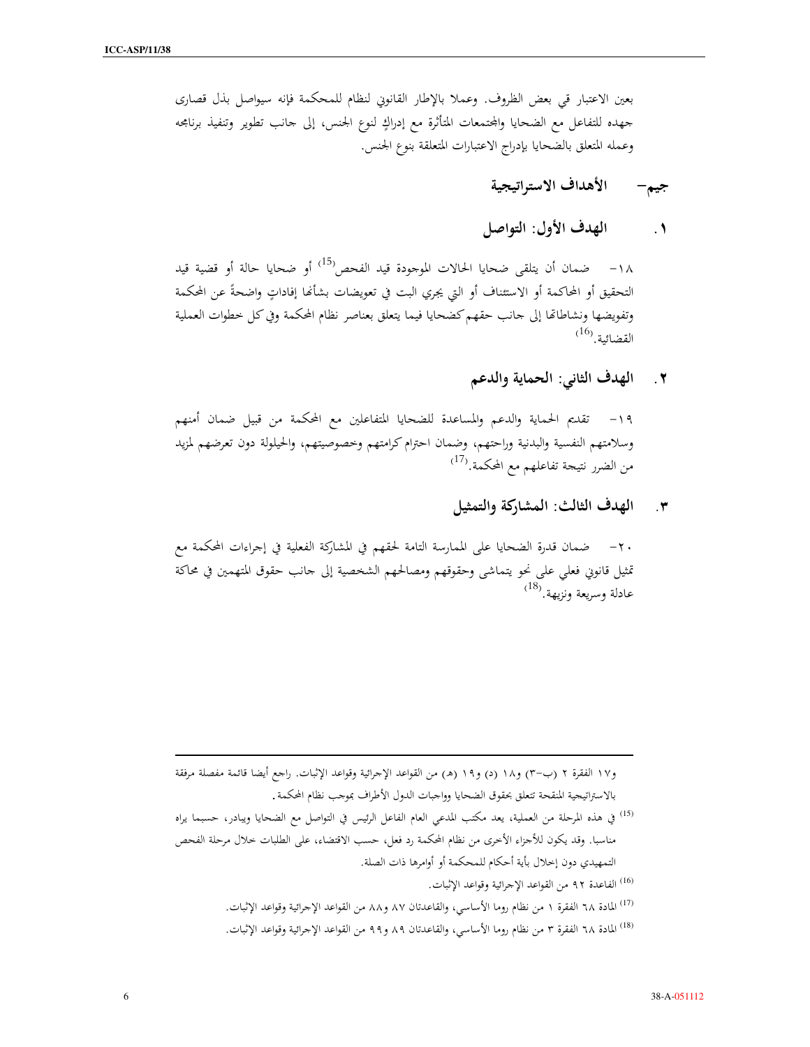بعين الاعتبار في بعض الظروف. وعملا بالإطار القانوني لنظام للمحكمة فإنه سيواصل بذل قصارى جهده للتفاعل مع الضحايا والمجتمعات المتأثرة مع إدراكٍ لنوع الجنس، إلى جانب تطوير وتنفيذ برنامجه وعمله المتعلق بالضحايا بإدراج الاعتبارات المتعلقة بنوع الجنس.

## جيم- الأهداف الاستراتيجية

### ١. الهدف الأول: التواصل

١٨- ضمان أن يتلقى ضحايا الحالات الموجودة قيد الفحص[15] أو ضحايا حالة أو قضية قيد التحقيق أو المحاكمة أو الاستئناف أو التي يجري البت في تعويضات بشأنها إفاداتٍ واضحةً عن المحكمة وتفويضها ونشاطاتها إلى جانب حقهم كضحايا فيما يتعلق بعناصر نظام المحكمة وفي كل خطوات العملية القضائية.[16]

### ٢. الهدف الثاني: الحماية والدعم

١٩- تقديم الحماية والدعم والمساعدة للضحايا المتفاعلين مع المحكمة من قبيل ضمان أمنهم وسلامتهم النفسية والبدنية وراحتهم، وضمان احترام كرامتهم وخصوصيتهم، والحيلولة دون تعرضهم لمزيد من الضرر نتيجة تفاعلهم مع المحكمة.[17]

### ٣. الهدف الثالث: المشاركة والتمثيل

٢٠- ضمان قدرة الضحايا على الممارسة التامة لحقهم في المشاركة الفعلية في إجراءات المحكمة مع تمثيل قانوني فعلي على نحو يتماشى وحقوقهم ومصالحهم الشخصية إلى جانب حقوق المتهمين في محاكمة عادلة وسريعة ونزيهة.[18]

---

و١٧ الفقرة ٢ (ب-٣) و١٨ (د) و١٩ (هـ) من القواعد الإجرائية وقواعد الإثبات. راجع أيضا قائمة مفصلة مرفقة بالاستراتيجية المنقحة تتعلق بحقوق الضحايا وواجبات الدول الأطراف بموجب نظام المحكمة.

[15] في هذه المرحلة من العملية، يعد مكتب المدعي العام الفاعل الرئيس في التواصل مع الضحايا ويبادر، حسبما يراه مناسبا. وقد يكون للأجزاء الأخرى من نظام المحكمة رد فعل، حسب الاقتضاء، على الطلبات خلال مرحلة الفحص التمهيدي دون إخلال بأية أحكام للمحكمة أو أوامرها ذات الصلة.

[16] القاعدة ٩٢ من القواعد الإجرائية وقواعد الإثبات.

[17] المادة ٦٨ الفقرة ١ من نظام روما الأساسي، والقاعدتان ٨٧ و٨٨ من القواعد الإجرائية وقواعد الإثبات.

[18] المادة ٦٨ الفقرة ٣ من نظام روما الأساسي، والقاعدتان ٨٩ و٩٩ من القواعد الإجرائية وقواعد الإثبات.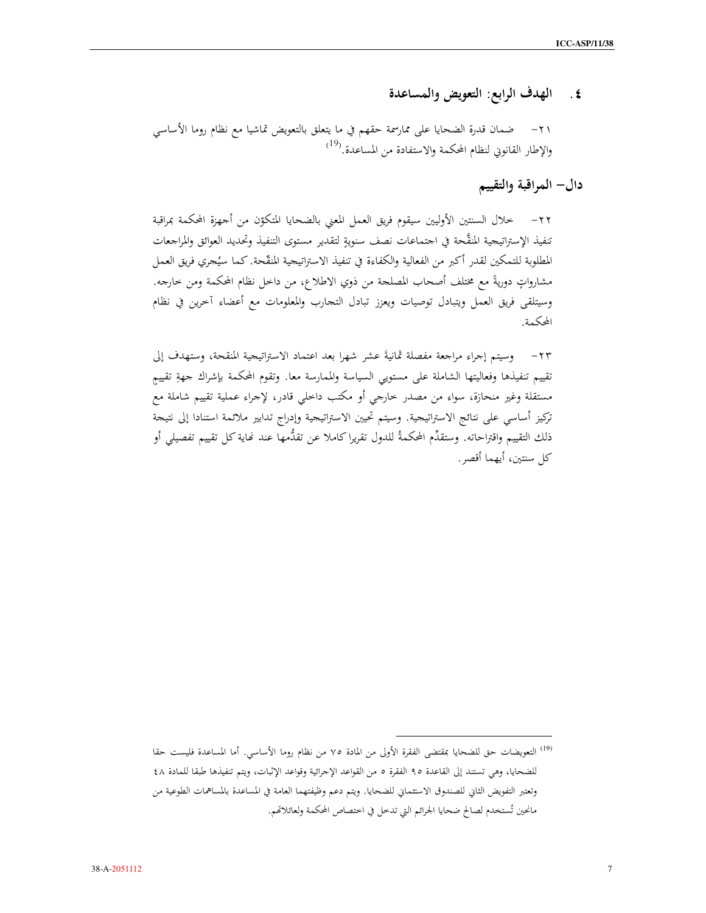### ٤ . الهدف الرابع: التعويض والمساعدة

٢١– ضمان قدرة الضحايا على ممارسة حقهم في ما يتعلق بالتعويض تماشيا مع نظام روما الأساسي والإطار القانوني لنظام المحكمة والاستفادة من المساعدة.[19]

## دال– المراقبة والتقييم

٢٢– خلال السنتين الأوليين سيقوم فريق العمل المعني بالضحايا المتكوّن من أجهزة المحكمة بمراقبة تنفيذ الإستراتيجية المنقَّحة في اجتماعات نصف سنويةٍ لتقدير مستوى التنفيذ وتحديد العوائق والمراجعات المطلوبة للتمكين لقدر أكبر من الفعالية والكفاءة في تنفيذ الاستراتيجية المنقّحة. كما سيُجري فريق العمل مشاوراتٍ دوريةً مع مختلف أصحاب المصلحة من ذوي الاطلاع، من داخل نظام المحكمة ومن خارجه. وسيتلقى فريق العمل ويتبادل توصيات ويعزز تبادل التجارب والمعلومات مع أعضاء آخرين في نظام المحكمة.

٢٣– وسيتم إجراء مراجعة مفصلة ثمانيةَ عشر شهرا بعد اعتماد الاستراتيجية المنقحة، وستهدف إلى تقييم تنفيذها وفعاليتها الشاملة على مستويي السياسة والممارسة معا. وتقوم المحكمة بإشراك جهةِ تقييمٍ مستقلة وغير منحازة، سواء من مصدر خارجي أو مكتب داخلي قادر، لإجراء عملية تقييم شاملة مع تركيز أساسي على نتائج الاستراتيجية. وسيتم تحيين الاستراتيجية وإدراج تدابير ملائمة استنادا إلى نتيجة ذلك التقييم واقتراحاته. وستقدِّم المحكمةُ للدول تقريرا كاملا عن تقدُّمها عند نهاية كل تقييم تفصيلي أو كل سنتين، أيهما أقصر.

---

[19] التعويضات حق للضحايا بمقتضى الفقرة الأولى من المادة ٧٥ من نظام روما الأساسي. أما المساعدة فليست حقا للضحايا، وهي تستند إلى القاعدة ٩٥ الفقرة ٥ من القواعد الإجرائية وقواعد الإثبات، ويتم تنفيذها طبقا للمادة ٤٨ وتعتبر التفويض الثاني للصندوق الاستئماني للضحايا. ويتم دعم وظيفتهما العامة في المساعدة بالمساهمات الطوعية من مانحين تُستخدم لصالح ضحايا الجرائم التي تدخل في اختصاص المحكمة ولعائلاتهم.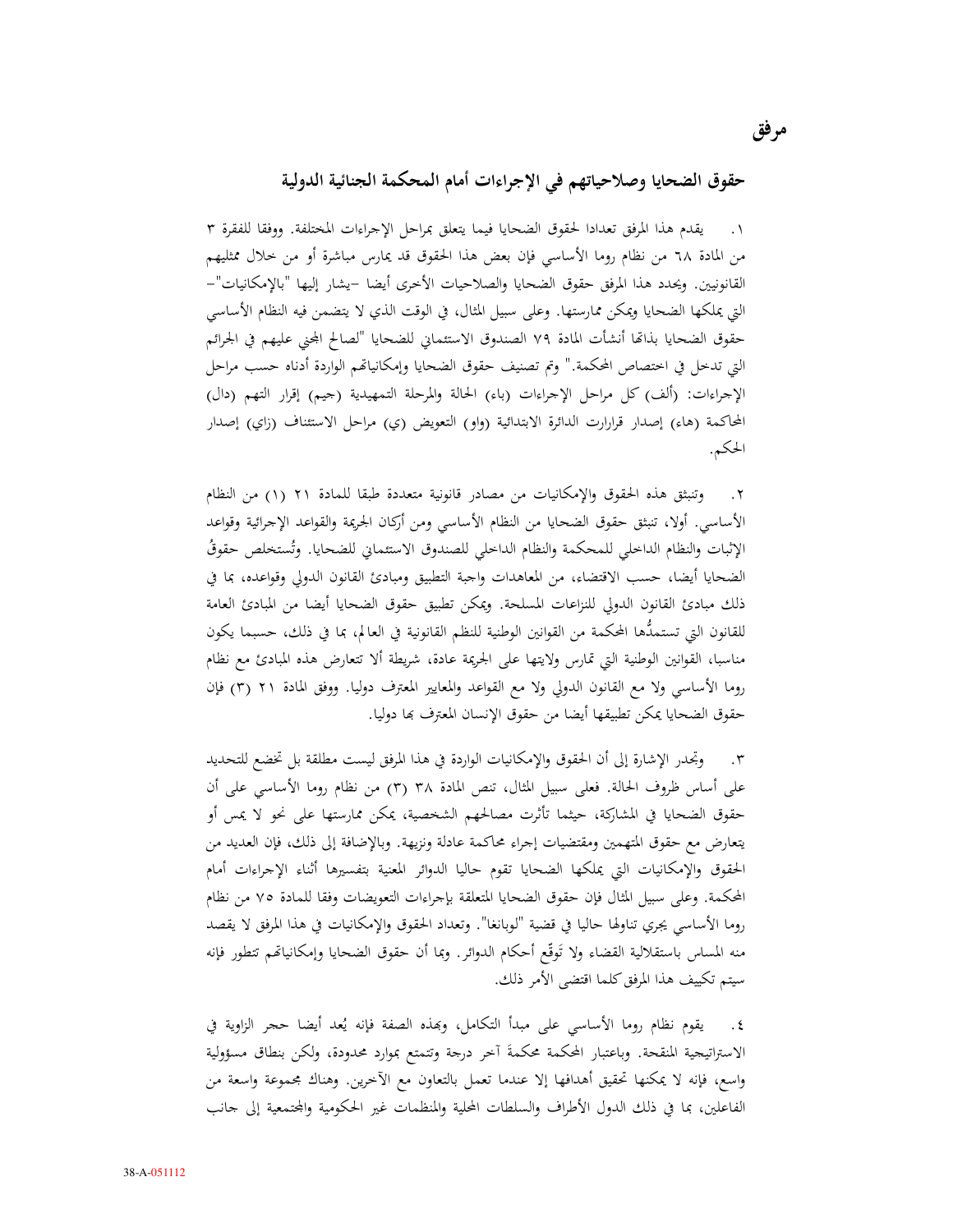# مرفق

## حقوق الضحايا وصلاحياتهم في الإجراءات أمام المحكمة الجنائية الدولية

١. يقدم هذا المرفق تعدادا لحقوق الضحايا فيما يتعلق بمراحل الإجراءات المختلفة. ووفقا للفقرة ٣ من المادة ٦٨ من نظام روما الأساسي فإن بعض هذا الحقوق قد يمارس مباشرة أو من خلال ممثليهم القانونيين. ويحدد هذا المرفق حقوق الضحايا والصلاحيات الأخرى أيضا –يشار إليها "بالإمكانيات"– التي يملكها الضحايا ويمكن ممارستها. وعلى سبيل المثال، في الوقت الذي لا يتضمن فيه النظام الأساسي حقوق الضحايا بذاتها أنشأت المادة ٧٩ الصندوق الاستئماني للضحايا "لصالح المجني عليهم في الجرائم التي تدخل في اختصاص المحكمة." وتم تصنيف حقوق الضحايا وإمكانياتهم الواردة أدناه حسب مراحل الإجراءات: (ألف) كل مراحل الإجراءات (باء) الحالة والمرحلة التمهيدية (جيم) إقرار التهم (دال) المحاكمة (هاء) إصدار قرارات الدائرة الابتدائية (واو) التعويض (ي) مراحل الاستئناف (زاي) إصدار الحكم.

٢. وتنبثق هذه الحقوق والإمكانيات من مصادر قانونية متعددة طبقا للمادة ٢١ (١) من النظام الأساسي. أولا، تنبثق حقوق الضحايا من النظام الأساسي ومن أركان الجريمة والقواعد الإجرائية وقواعد الإثبات والنظام الداخلي للمحكمة والنظام الداخلي للصندوق الاستئماني للضحايا. وتُستخلص حقوقُ الضحايا أيضا، حسب الاقتضاء، من المعاهدات واجبة التطبيق ومبادئ القانون الدولي وقواعده، بما في ذلك مبادئ القانون الدولي للنزاعات المسلحة. ويمكن تطبيق حقوق الضحايا أيضا من المبادئ العامة للقانون التي تستمدُّها المحكمة من القوانين الوطنية للنظم القانونية في العالم، بما في ذلك، حسبما يكون مناسبا، القوانين الوطنية التي تمارس ولايتها على الجريمة عادة، شريطة ألا تتعارض هذه المبادئ مع نظام روما الأساسي ولا مع القانون الدولي ولا مع القواعد والمعايير المعترف دوليا. ووفق المادة ٢١ (٣) فإن حقوق الضحايا يمكن تطبيقها أيضا من حقوق الإنسان المعترف بها دوليا.

٣. وتجدر الإشارة إلى أن الحقوق والإمكانيات الواردة في هذا المرفق ليست مطلقة بل تخضع للتحديد على أساس ظروف الحالة. فعلى سبيل المثال، تنص المادة ٣٨ (٣) من نظام روما الأساسي على أن حقوق الضحايا في المشاركة، حيثما تأثرت مصالحهم الشخصية، يمكن ممارستها على نحو لا يمس أو يتعارض مع حقوق المتهمين ومقتضيات إجراء محاكمة عادلة ونزيهة. وبالإضافة إلى ذلك، فإن العديد من الحقوق والإمكانيات التي يملكها الضحايا تقوم حاليا الدوائر المعنية بتفسيرها أثناء الإجراءات أمام المحكمة. وعلى سبيل المثال فإن حقوق الضحايا المتعلقة بإجراءات التعويضات وفقا للمادة ٧٥ من نظام روما الأساسي يجري تناولها حاليا في قضية "لوبانغا". وتعداد الحقوق والإمكانيات في هذا المرفق لا يقصد منه المساس باستقلالية القضاء ولا تَوقّع أحكام الدوائر. وبما أن حقوق الضحايا وإمكانياتهم تتطور فإنه سيتم تكييف هذا المرفق كلما اقتضى الأمر ذلك.

٤. يقوم نظام روما الأساسي على مبدأ التكامل، وبهذه الصفة فإنه يُعد أيضا حجر الزاوية في الاستراتيجية المنقحة. وباعتبار المحكمة محكمةَ آخر درجة وتتمتع بموارد محدودة، ولكن بنطاق مسؤولية واسع، فإنه لا يمكنها تحقيق أهدافها إلا عندما تعمل بالتعاون مع الآخرين. وهناك مجموعة واسعة من الفاعلين، بما في ذلك الدول الأطراف والسلطات المحلية والمنظمات غير الحكومية والمجتمعية إلى جانب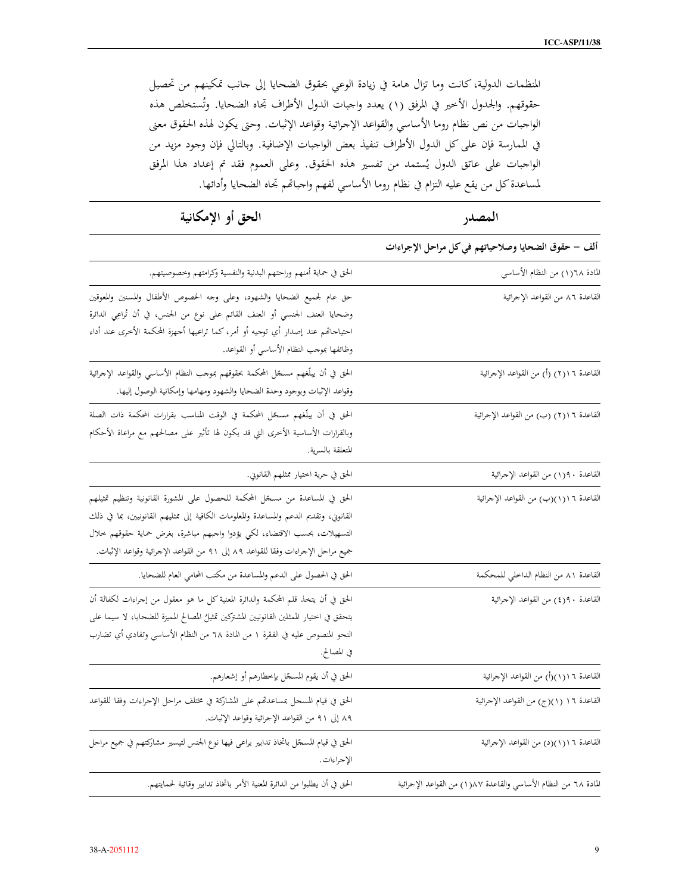المنظمات الدولية، كانت وما تزال هامة في زيادة الوعي بحقوق الضحايا إلى جانب تمكينهم من تحصيل حقوقهم. والجدول الأخير في المرفق (١) يعدد واجبات الدول الأطراف تجاه الضحايا. وتُستخلص هذه الواجبات من نص نظام روما الأساسي والقواعد الإجرائية وقواعد الإثبات. وحتى يكون لهذه الحقوق معنى في الممارسة فإن على كل الدول الأطراف تنفيذ بعض الواجبات الإضافية. وبالتالي فإن وجود مزيد من الواجبات على عاتق الدول يُستمد من تفسير هذه الحقوق. وعلى العموم فقد تم إعداد هذا المرفق لمساعدة كل من يقع عليه التزام في نظام روما الأساسي لفهم واجباتهم تجاه الضحايا وأدائها.

| المصدر | الحق أو الإمكانية |
|---|---|
| **ألف – حقوق الضحايا وصلاحياتهم في كل مراحل الإجراءات** | |
| المادة ٦٨(١) من النظام الأساسي | الحق في حماية أمنهم وراحتهم البدنية والنفسية وكرامتهم وخصوصيتهم. |
| القاعدة ٨٦ من القواعد الإجرائية | حق عام لجميع الضحايا والشهود، وعلى وجه الخصوص الأطفال والمسنين والمعوقين وضحايا العنف الجنسي أو العنف القائم على نوع من الجنس، في أن تُراعي الدائرة احتياجاتهم عند إصدار أي توجيه أو أمر، كما تراعيها أجهزة المحكمة الأخرى عند أداء وظائفها بموجب النظام الأساسي أو القواعد. |
| القاعدة ١٦(٢) (أ) من القواعد الإجرائية | الحق في أن يبلّغهم مسجّل المحكمة بحقوقهم بموجب النظام الأساسي والقواعد الإجرائية وقواعد الإثبات وبوجود وحدة الضحايا والشهود ومهامها وإمكانية الوصول إليها. |
| القاعدة ١٦(٢) (ب) من القواعد الإجرائية | الحق في أن يبلّغهم مسجّل المحكمة في الوقت المناسب بقرارات المحكمة ذات الصلة وبالقرارات الأساسية الأخرى التي قد يكون لها تأثير على مصالحهم مع مراعاة الأحكام المتعلقة بالسرية. |
| القاعدة ٩٠(١) من القواعد الإجرائية | الحق في حرية اختيار ممثلهم القانوني. |
| القاعدة ١٦(١)(ب) من القواعد الإجرائية | الحق في المساعدة من مسجّل المحكمة للحصول على المشورة القانونية وتنظيم تمثيلهم القانوني، وتقديم الدعم والمساعدة والمعلومات الكافية إلى ممثليهم القانونيين، بما في ذلك التسهيلات، بحسب الاقتضاء، لكي يؤدوا واجبهم مباشرة، بغرض حماية حقوقهم خلال جميع مراحل الإجراءات وفقا للقواعد ٨٩ إلى ٩١ من القواعد الإجرائية وقواعد الإثبات. |
| القاعدة ٨١ من النظام الداخلي للمحكمة | الحق في الحصول على الدعم والمساعدة من مكتب المحامي العام للضحايا. |
| القاعدة ٩٠(٤) من القواعد الإجرائية | الحق في أن يتخذ قلم المحكمة والدائرة المعنية كل ما هو معقول من إجراءات لكفالة أن يتحقق في اختيار الممثلين القانونيين المشتركين تمثيلُ المصالح المميزة للضحايا، لا سيما على النحو المنصوص عليه في الفقرة ١ من المادة ٦٨ من النظام الأساسي وتفادي أي تضارب في المصالح. |
| القاعدة ١٦(١)(أ) من القواعد الإجرائية | الحق في أن يقوم المسجّل بإخطارهم أو إشعارهم. |
| القاعدة ١٦ (١)(ج) من القواعد الإجرائية | الحق في قيام المسجل بمساعدتهم على المشاركة في مختلف مراحل الإجراءات وفقا للقواعد ٨٩ إلى ٩١ من القواعد الإجرائية وقواعد الإثبات. |
| القاعدة ١٦(١)(د) من القواعد الإجرائية | الحق في قيام المسجّل باتخاذ تدابير يراعى فيها نوع الجنس لتيسير مشاركتهم في جميع مراحل الإجراءات. |
| المادة ٦٨ من النظام الأساسي والقاعدة ٨٧(١) من القواعد الإجرائية | الحق في أن يطلبوا من الدائرة المعنية الأمر باتخاذ تدابير وقائية لحمايتهم. |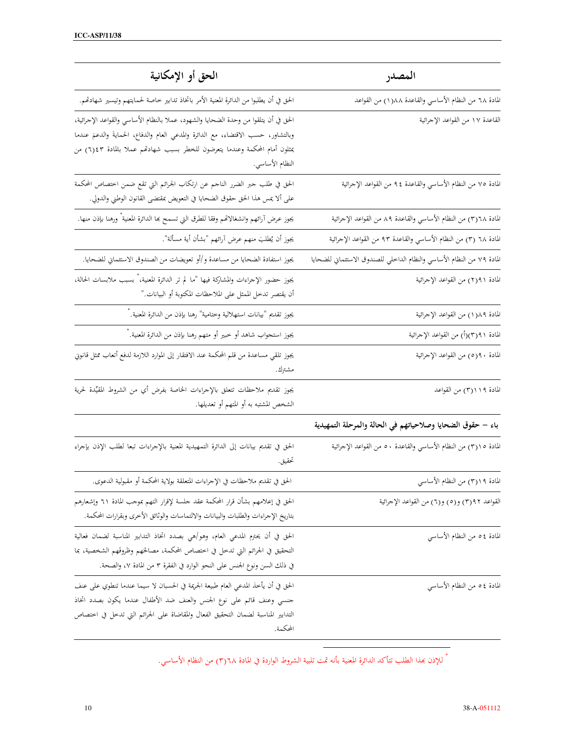| الحق أو الإمكانية | المصدر |
|---|---|
| الحق في أن يطلبوا من الدائرة المعنية الأمر باتخاذ تدابير خاصة لحمايتهم وتيسير شهادتهم. | المادة ٦٨ من النظام الأساسي والقاعدة ٨٨(١) من القواعد |
| الحق في أن يتلقوا من وحدة الضحايا والشهود، عملا بالنظام الأساسي والقواعد الإجرائية، وبالتشاور، حسب الاقتضاء، مع الدائرة والمدعي العام والدفاع، الحمايةَ والدعمَ عندما يمثلون أمام المحكمة وعندما يتعرضون للخطر بسبب شهادتهم عملا بالمادة ٤٣(٦) من النظام الأساسي. | القاعدة ١٧ من القواعد الإجرائية |
| الحق في طلب جبر الضرر الناجم عن ارتكاب الجرائم التي تقع ضمن اختصاص المحكمة على ألا يمس هذا الحق حقوق الضحايا في التعويض بمقتضى القانون الوطني والدولي. | المادة ٧٥ من النظام الأساسي والقاعدة ٩٤ من القواعد الإجرائية |
| يجوز عرض آرائهم وانشغالاتهم وفقا للطرق التي تسمح بها الدائرة المعنية* ورهنا بإذن منها. | المادة ٦٨(٣) من النظام الأساسي والقاعدة ٨٩ من القواعد الإجرائية |
| يجوز أن يُطلبَ منهم عرض آرائهم "بشأن أية مسألة". | المادة ٦٨ (٣) من النظام الأساسي والقاعدة ٩٣ من القواعد الإجرائية |
| يجوز استفادة الضحايا من مساعدة و/أو تعويضات من الصندوق الاستئماني للضحايا. | المادة ٧٩ من النظام الأساسي والنظام الداخلي للصندوق الاستئماني للضحايا |
| يجوز حضور الإجراءات والمشاركة فيها "ما لم تر الدائرة المعنية،* بسبب ملابسات الحالة، أن يقتصر تدخل الممثل على الملاحظات المكتوبة أو البيانات." | المادة ٩١(٢) من القواعد الإجرائية |
| يجوز تقديم "بيانات استهلالية وختامية" رهنا بإذن من الدائرة المعنية.* | المادة ٨٩(١) من القواعد الإجرائية |
| يجوز استجواب شاهد أو خبير أو متهم رهنا بإذن من الدائرة المعنية.* | المادة ٩١(٣)(أ) من القواعد الإجرائية |
| يجوز تلقي مساعدة من قلم المحكمة عند الافتقار إلى الموارد اللازمة لدفع أتعاب ممثل قانوني مشترك. | المادة ٩٠(٥) من القواعد الإجرائية |
| يجوز تقديم ملاحظات تتعلق بالإجراءات الخاصة بفرض أي من الشروط المقيِّدة لحرية الشخص المشتبه به أو المتهم أو تعديلها. | المادة ١١٩(٣) من القواعد |
| | **باء – حقوق الضحايا وصلاحياتهم في الحالة والمرحلة التمهيدية** |
| الحق في تقديم بيانات إلى الدائرة التمهيدية المعنية بالإجراءات تبعا لطلب الإذن بإجراء تحقيق. | المادة ١٥(٣) من النظام الأساسي والقاعدة ٥٠ من القواعد الإجرائية |
| الحق في تقديم ملاحظات في الإجراءات المتعلقة بولاية المحكمة أو مقبولية الدعوى. | المادة ١٩(٣) من النظام الأساسي |
| الحق في إعلامهم بشأن قرار المحكمة عقد جلسة لإقرار التهم بموجب المادة ٦١ وإشعارهم بتاريخ الإجراءات والطلبات والبيانات والالتماسات والوثائق الأخرى وبقرارات المحكمة. | القواعد ٩٢(٣) و(٥) و(٦) من القواعد الإجرائية |
| الحق في أن يحترم المدعي العام، وهو/هي بصدد اتخاذ التدابير المناسبة لضمان فعالية التحقيق في الجرائم التي تدخل في اختصاص المحكمة، مصالحَهم وظروفَهم الشخصية، بما في ذلك السن ونوع الجنس على النحو الوارد في الفقرة ٣ من المادة ٧، والصحة. | المادة ٥٤ من النظام الأساسي |
| الحق في أن يأخذ المدعي العام طبيعة الجريمة في الحسبان لا سيما عندما تنطوي على عنف جنسي وعنف قائم على نوع الجنس والعنف ضد الأطفال عندما يكون بصدد اتخاذ التدابير المناسبة لضمان التحقيق الفعال والمقاضاة على الجرائم التي تدخل في اختصاص المحكمة. | المادة ٥٤ من النظام الأساسي |

* للإذن بهذا الطلب تتأكد الدائرة المعنية بأنه تمت تلبية الشروط الواردة في المادة ٦٨(٣) من النظام الأساسي.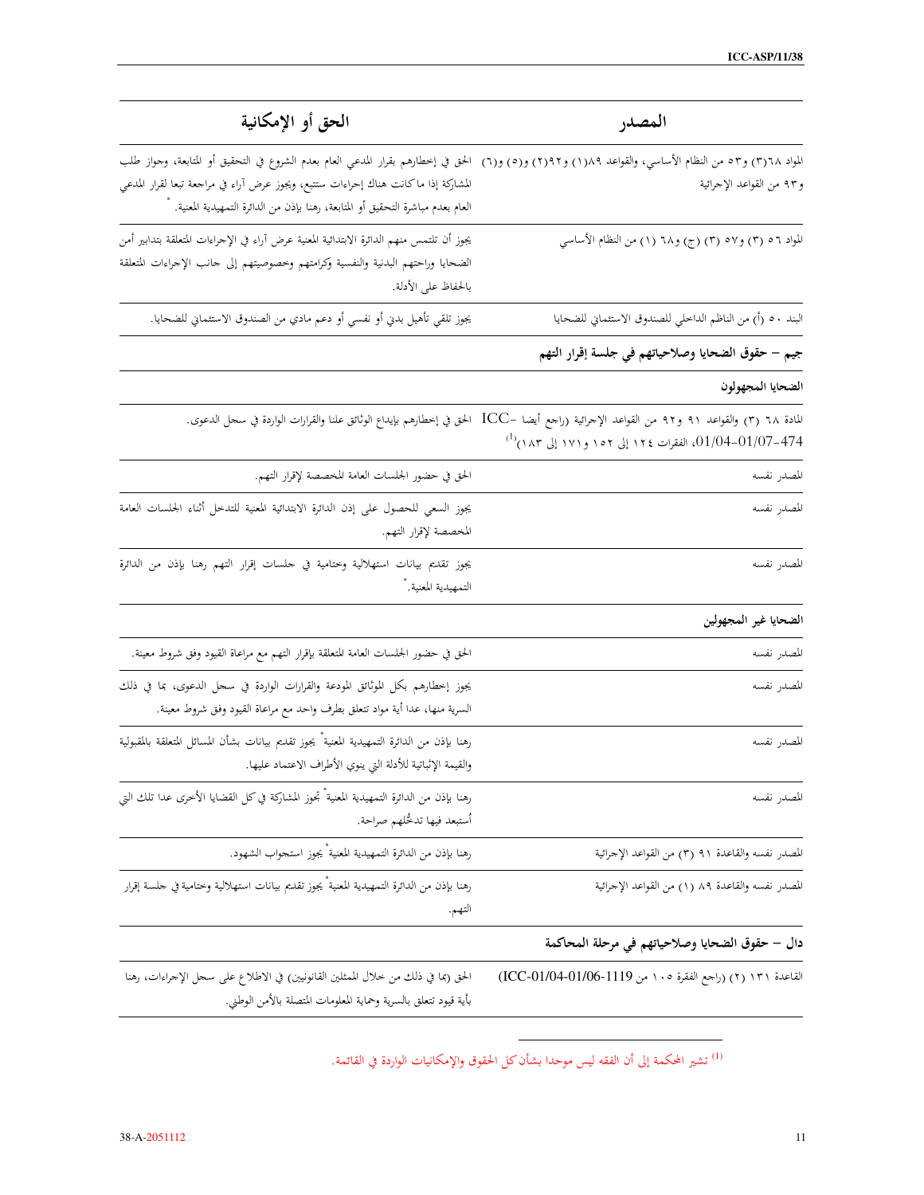| المصدر | الحق أو الإمكانية |
|---|---|
| المواد ٦٨(٣) و٥٣ من النظام الأساسي، والقواعد ٨٩(١) و٩٢(٢) و(٥) و(٦) و٩٣ من القواعد الإجرائية | الحق في إخطارهم بقرار المدعي العام بعدم الشروع في التحقيق أو المتابعة، وجواز طلب المشاركة إذا ما كانت هناك إجراءات ستتبع، ويجوز عرض آراء في مراجعة تبعا لقرار المدعي العام بعدم مباشرة التحقيق أو المتابعة، رهنا بإذن من الدائرة التمهيدية المعنية.* |
| المواد ٥٦ (٣) و٥٧ (٣) (ج) و٦٨ (١) من النظام الأساسي | يجوز أن تلتمس منهم الدائرة الابتدائية المعنية عرض آراء في الإجراءات المتعلقة بتدابير أمن الضحايا وراحتهم البدنية والنفسية وكرامتهم وخصوصيتهم إلى جانب الإجراءات المتعلقة بالحفاظ على الأدلة. |
| البند ٥٠ (أ) من الناظم الداخلي للصندوق الاستئماني للضحايا | يجوز تلقي تأهيل بدني أو نفسي أو دعم مادي من الصندوق الاستئماني للضحايا. |
| **جيم – حقوق الضحايا وصلاحياتهم في جلسة إقرار التهم** | |
| **الضحايا المجهولون** | |
| المادة ٦٨ (٣) والقواعد ٩١ و٩٢ من القواعد الإجرائية (راجع أيضا ICC-01/04-01/07-474، الفقرات ١٢٤ إلى ١٥٢ و١٧١ إلى ١٨٣)[1] | الحق في إخطارهم بإيداع الوثائق علنا والقرارات الواردة في سجل الدعوى. |
| المصدر نفسه | الحق في حضور الجلسات العامة المخصصة لإقرار التهم. |
| المصدر نفسه | يجوز السعي للحصول على إذن الدائرة الابتدائية المعنية للتدخل أثناء الجلسات العامة المخصصة لإقرار التهم. |
| المصدر نفسه | يجوز تقديم بيانات استهلالية وختامية في جلسات إقرار التهم رهنا بإذن من الدائرة التمهيدية المعنية.* |
| **الضحايا غير المجهولين** | |
| المصدر نفسه | الحق في حضور الجلسات العامة المتعلقة بإقرار التهم مع مراعاة القيود وفق شروط معينة. |
| المصدر نفسه | يجوز إخطارهم بكل الوثائق المودعة والقرارات الواردة في سجل الدعوى، بما في ذلك السرية منها، عدا أية مواد تتعلق بطرف واحد مع مراعاة القيود وفق شروط معينة. |
| المصدر نفسه | رهنا بإذن من الدائرة التمهيدية المعنية* يجوز تقديم بيانات بشأن المسائل المتعلقة بالمقبولية والقيمة الإثباتية للأدلة التي ينوي الأطراف الاعتماد عليها. |
| المصدر نفسه | رهنا بإذن من الدائرة التمهيدية المعنية* تجوز المشاركة في كل القضايا الأخرى عدا تلك التي أُستبعد فيها تدخُّلهم صراحة. |
| المصدر نفسه والقاعدة ٩١ (٣) من القواعد الإجرائية | رهنا بإذن من الدائرة التمهيدية المعنية* يجوز استجواب الشهود. |
| المصدر نفسه والقاعدة ٨٩ (١) من القواعد الإجرائية | رهنا بإذن من الدائرة التمهيدية المعنية* يجوز تقديم بيانات استهلالية وختامية في جلسة إقرار التهم. |
| **دال – حقوق الضحايا وصلاحياتهم في مرحلة المحاكمة** | |
| القاعدة ١٣١ (٢) (راجع الفقرة ١٠٥ من ICC-01/04-01/06-1119) | الحق (بما في ذلك من خلال الممثلين القانونيين) في الاطلاع على سجل الإجراءات، رهنا بأية قيود تتعلق بالسرية وحماية المعلومات المتصلة بالأمن الوطني. |

[1] تشير المحكمة إلى أن الفقه ليس موحدا بشأن كل الحقوق والإمكانيات الواردة في القائمة.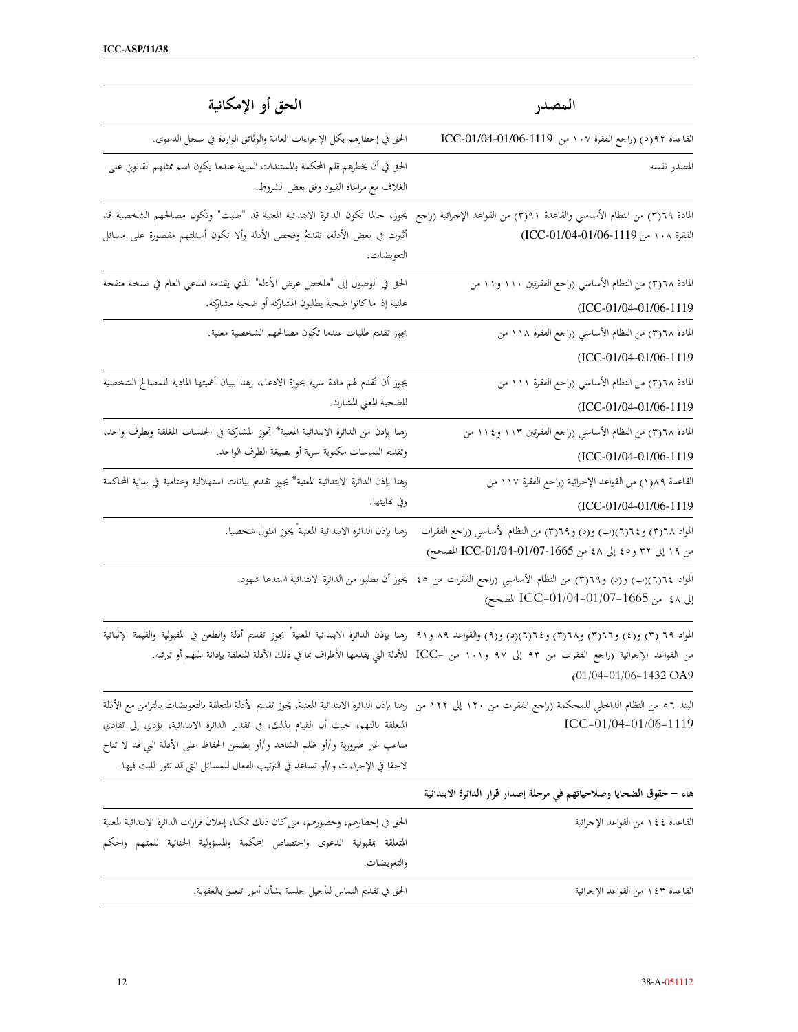| المصدر | الحق أو الإمكانية |
|---|---|
| القاعدة ٩٢(٥) (راجع الفقرة ١٠٧ من ICC-01/04-01/06-1119 | الحق في إخطارهم بكل الإجراءات العامة والوثائق الواردة في سجل الدعوى. |
| المصدر نفسه | الحق في أن يخطرهم قلم المحكمة بالمستندات السرية عندما يكون اسم ممثلهم القانوني على الغلاف مع مراعاة القيود ووفق بعض الشروط. |
| المادة ٦٩(٣) من النظام الأساسي والقاعدة ٩١(٣) من القواعد الإجرائية (راجع الفقرة ١٠٨ من ICC-01/04-01/06-1119) | يجوز، حالما تكون الدائرة الابتدائية المعنية قد "طلبت" وتكون مصالحهم الشخصية قد أثيرت في بعض الأدلة، تقديمُ وفحص الأدلة وألا تكون أسئلتهم مقصورة على مسائل التعويضات. |
| المادة ٦٨(٣) من النظام الأساسي (راجع الفقرتين ١١٠ و١١ من ICC-01/04-01/06-1119) | الحق في الوصول إلى "ملخص عرض الأدلة" الذي يقدمه المدعي العام في نسخة منقحة علنية إذا ما كانوا ضحية يطلبون المشاركة أو ضحية مشارِكة. |
| المادة ٦٨(٣) من النظام الأساسي (راجع الفقرة ١١٨ من ICC-01/04-01/06-1119) | يجوز تقديم طلبات عندما تكون مصالحهم الشخصية معنية. |
| المادة ٦٨(٣) من النظام الأساسي (راجع الفقرة ١١١ من ICC-01/04-01/06-1119) | يجوز أن تُقدم لهم مادة سرية بحوزة الادعاء، رهنا ببيان أهميتها المادية للمصالح الشخصية للضحية المعني المشارك. |
| المادة ٦٨(٣) من النظام الأساسي (راجع الفقرتين ١١٣ و١١٤ من ICC-01/04-01/06-1119) | رهنا بإذن من الدائرة الابتدائية المعنية* تجوز المشاركة في الجلسات المغلقة وبطرف واحد، وتقديم التماسات مكتوبة سرية أو بصيغة الطرف الواحد. |
| القاعدة ٨٩(١) من القواعد الإجرائية (راجع الفقرة ١١٧ من ICC-01/04-01/06-1119) | رهنا بإذن الدائرة الابتدائية المعنية* يجوز تقديم بيانات استهلالية وختامية في بداية المحاكمة وفي نهايتها. |
| المواد ٦٨(٣) و٦٤(٦)(ب) و(د) و٦٩(٣) من النظام الأساسي (راجع الفقرات من ١٩ إلى ٣٢ و٤٥ إلى ٤٨ من ICC-01/04-01/07-1665 المصحح) | رهنا بإذن الدائرة الابتدائية المعنية* يجوز المثول شخصيا. |
| المواد ٦٤(٦)(ب) و(د) و٦٩(٣) من النظام الأساسي (راجع الفقرات من ٤٥ إلى ٤٨ من ICC-01/04-01/07-1665 المصحح) | يجوز أن يطلبوا من الدائرة الابتدائية استدعا شهود. |
| المواد ٦٩ (٣) و(٤) و٦٦(٣) و٦٨(٣) و٦٤(٦)(د) و(٩) والقواعد ٨٩ و٩١ من القواعد الإجرائية (راجع الفقرات من ٩٣ إلى ٩٧ و١٠١ من ICC-01/04-01/06-1432 OA9) | رهنا بإذن الدائرة الابتدائية المعنية* يجوز تقديم أدلة والطعن في المقبولية والقيمة الإثباتية للأدلة التي يقدمها الأطراف بما في ذلك الأدلة المتعلقة بإدانة المتهم أو تبرئته. |
| البند ٥٦ من النظام الداخلي للمحكمة (راجع الفقرات من ١٢٠ إلى ١٢٢ من ICC-01/04-01/06-1119 | رهنا بإذن الدائرة الابتدائية المعنية، يجوز تقديم الأدلة المتعلقة بالتعويضات بالتزامن مع الأدلة المتعلقة باتهم، حيث أن القيام بذلك، في تقدير الدائرة الابتدائية، يؤدي إلى تفادي متاعب غير ضرورية و/أو ظلم الشاهد و/أو يضمن الحفاظ على الأدلة التي قد لا تتاح لاحقا في الإجراءات و/أو تساعد في الترتيب الفعال للمسائل التي قد تثور للبت فيها. |
| **هاء – حقوق الضحايا وصلاحياتهم في مرحلة إصدار قرار الدائرة الابتدائية** | |
| القاعدة ١٤٤ من القواعد الإجرائية | الحق في إخطارهم، وحضورهم، متى كان ذلك ممكنا، إعلانَ قرارات الدائرة الابتدائية المعنية المتعلقة بمقبولية الدعوى واختصاص المحكمة والمسؤولية الجنائية للمتهم والحكم والتعويضات. |
| القاعدة ١٤٣ من القواعد الإجرائية | الحق في تقديم التماس لتأجيل جلسة بشأن أمور تتعلق بالعقوبة. |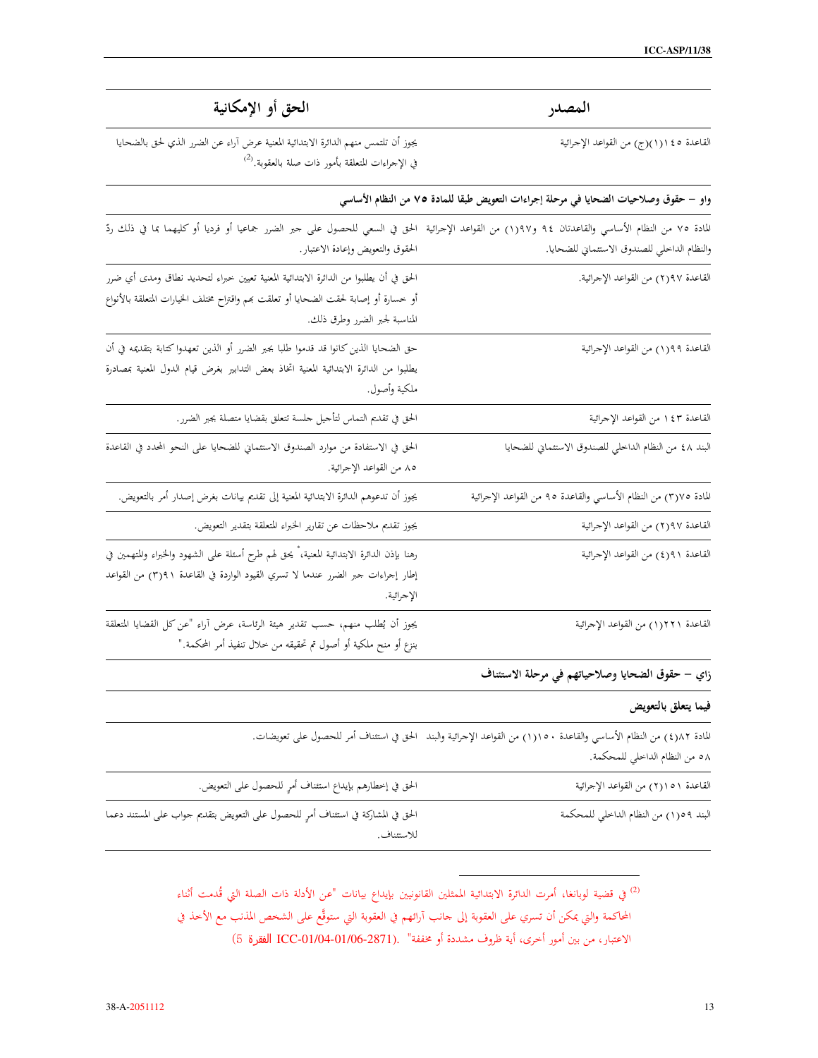| المصدر | الحق أو الإمكانية |
|---|---|
| القاعدة ١٤٥(١)(ج) من القواعد الإجرائية | يجوز أن تلتمس منهم الدائرة الابتدائية المعنية عرض آراء عن الضرر الذي لحق بالضحايا في الإجراءات المتعلقة بأمور ذات صلة بالعقوبة.[2] |
| **واو – حقوق وصلاحيات الضحايا في مرحلة إجراءات التعويض طبقا للمادة ٧٥ من النظام الأساسي** | |
| المادة ٧٥ من النظام الأساسي والقاعدتان ٩٤ و٩٧(١) من القواعد الإجرائية والنظام الداخلي للصندوق الاستئماني للضحايا. | الحق في السعي للحصول على جبر الضرر جماعيا أو فرديا أو كليهما بما في ذلك ردّ الحقوق والتعويض وإعادة الاعتبار. |
| القاعدة ٩٧(٢) من القواعد الإجرائية. | الحق في أن يطلبوا من الدائرة الابتدائية المعنية تعيين خبراء لتحديد نطاق ومدى أي ضرر أو خسارة أو إصابة لحقت الضحايا أو تعلقت بهم واقتراح مختلف الخيارات المتعلقة بالأنواع المناسبة لجبر الضرر وطرق ذلك. |
| القاعدة ٩٩(١) من القواعد الإجرائية | حق الضحايا الذين كانوا قد قدموا طلبا بجبر الضرر أو الذين تعهدوا كتابة بتقديمه في أن يطلبوا من الدائرة الابتدائية المعنية اتخاذ بعض التدابير بغرض قيام الدول المعنية بمصادرة ملكية وأصول. |
| القاعدة ١٤٣ من القواعد الإجرائية | الحق في تقديم التماس لتأجيل جلسة تتعلق بقضايا متصلة بجبر الضرر. |
| البند ٤٨ من النظام الداخلي للصندوق الاستئماني للضحايا | الحق في الاستفادة من موارد الصندوق الاستئماني للضحايا على النحو المحدد في القاعدة ٨٥ من القواعد الإجرائية. |
| المادة ٧٥(٣) من النظام الأساسي والقاعدة ٩٥ من القواعد الإجرائية | يجوز أن تدعوهم الدائرة الابتدائية المعنية إلى تقديم بيانات بغرض إصدار أمر بالتعويض. |
| القاعدة ٩٧(٢) من القواعد الإجرائية | يجوز تقديم ملاحظات عن تقارير الخبراء المتعلقة بتقدير التعويض. |
| القاعدة ٩١(٤) من القواعد الإجرائية | رهنا بإذن الدائرة الابتدائية المعنية، يحق لهم طرح أسئلة على الشهود والخبراء والمتهمين في إطار إجراءات جبر الضرر عندما لا تسري القيود الواردة في القاعدة ٩١(٣) من القواعد الإجرائية. |
| القاعدة ٢٢١(١) من القواعد الإجرائية | يجوز أن يُطلب منهم، حسب تقدير هيئة الرئاسة، عرض آراء "عن كل القضايا المتعلقة بنزع أو منح ملكية أو أصول تم تحقيقه من خلال تنفيذ أمر المحكمة." |
| **زاي – حقوق الضحايا وصلاحياتهم في مرحلة الاستئناف** | |
| **فيما يتعلق بالتعويض** | |
| المادة ٨٢(٤) من النظام الأساسي والقاعدة ١٥٠(١) من القواعد الإجرائية والبند ٥٨ من النظام الداخلي للمحكمة. | الحق في استئناف أمر للحصول على تعويضات. |
| القاعدة ١٥١(٢) من القواعد الإجرائية | الحق في إخطارهم بإيداع استئناف أمرٍ للحصول على التعويض. |
| البند ٥٩(١) من النظام الداخلي للمحكمة | الحق في المشاركة في استئناف أمرٍ للحصول على التعويض بتقديم جواب على المستند دعما للاستئناف. |

---

[2] في قضية لوبانغا، أمرت الدائرة الابتدائية الممثلين القانونيين بإيداع بيانات "عن الأدلة ذات الصلة التي قُدمت أثناء المحاكمة والتي يمكن أن تسري على العقوبة إلى جانب آرائهم في العقوبة التي ستوقَّع على الشخص المذنب مع الأخذ في الاعتبار، من بين أمور أخرى، أية ظروف مشددة أو مخففة". (ICC-01/04-01/06-2871، الفقرة 5)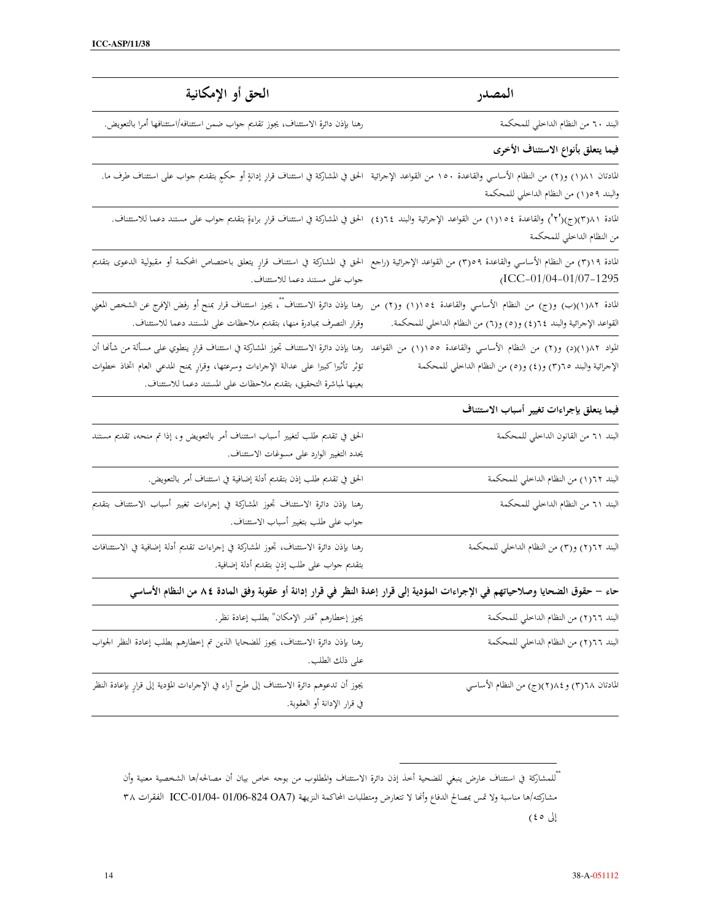| المصدر | الحق أو الإمكانية |
|---|---|
| البند ٦٠ من النظام الداخلي للمحكمة | رهنا بإذن دائرة الاستئناف، يجوز تقديم جواب ضمن استئنافه/استئنافها أمرا بالتعويض. |
| **فيما يتعلق بأنواع الاستئناف الأخرى** | |
| المادتان ٨١(١) و(٢) من النظام الأساسي والقاعدة ١٥٠ من القواعد الإجرائية والبند ٥٩(١) من النظام الداخلي للمحكمة | الحق في المشاركة في استئناف قرارِ إدانةٍ أو حكمٍ بتقديم جواب على استئناف طرف ما. |
| المادة ٨١(٣)(ج)('٢') والقاعدة ١٥٤(١) من القواعد الإجرائية والبند ٦٤(٤) من النظام الداخلي للمحكمة | الحق في المشاركة في استئناف قرار براءةٍ بتقديم جواب على مستند دعما للاستئناف. |
| المادة ١٩(٣) من النظام الأساسي والقاعدة ٥٩(٣) من القواعد الإجرائية (راجع ICC-01/04-01/07-1295) | الحق في المشاركة في استئناف قرارٍ يتعلق باختصاص المحكمة أو مقبولية الدعوى بتقديم جواب على مستند دعما للاستئناف. |
| المادة ٨٢(١)(ب) و(ج) من النظام الأساسي والقاعدة ١٥٤(١) و(٢) من القواعد الإجرائية والبند ٦٤(٤) و(٥) و(٦) من النظام الداخلي للمحكمة. | رهنا بإذن دائرة الاستئناف[**]، يجوز استئناف قرار بمنح أو رفض الإفراج عن الشخص المعني وقرار التصرف بمبادرة منها، بتقديم ملاحظات على المستند دعما للاستئناف. |
| المواد ٨٢(١)(د) و(٢) من النظام الأساسي والقاعدة ١٥٥(١) من القواعد الإجرائية والبند ٦٥(٣) و(٤) و(٥) من النظام الداخلي للمحكمة | رهنا بإذن دائرة الاستئناف تجوز المشاركة في استئناف قرارٍ ينطوي على مسألة من شأنها أن تؤثر تأثيرا كبيرا على عدالة الإجراءات وسرعتها، وقرارٍ يمنح المدعي العام اتخاذ خطوات بعينها لمباشرة التحقيق، بتقديم ملاحظات على المستند دعما للاستئناف. |
| **فيما يتعلق بإجراءات تغيير أسباب الاستئناف** | |
| البند ٦١ من القانون الداخلي للمحكمة | الحق في تقديم طلب لتغيير أسباب استئناف أمر بالتعويض و، إذا تم منحه، تقديم مستند يحدد التغيير الوارد على مسوغات الاستئناف. |
| البند ٦٢(١) من النظام الداخلي للمحكمة | الحق في تقديم طلب إذن بتقديم أدلة إضافية في استئناف أمر بالتعويض. |
| البند ٦١ من النظام الداخلي للمحكمة | رهنا بإذن دائرة الاستئناف تجوز المشاركة في إجراءات تغيير أسباب الاستئناف بتقديم جواب على طلب بتغيير أسباب الاستئناف. |
| البند ٦٢(٢) و(٣) من النظام الداخلي للمحكمة | رهنا بإذن دائرة الاستئناف، تجوز المشاركة في إجراءات تقديم أدلة إضافية في الاستئنافات بتقديم جواب على طلب إذنٍ بتقديم أدلة إضافية. |
| **حاء – حقوق الضحايا وصلاحياتهم في الإجراءات المؤدية إلى قرار إعدة النظر في قرار إدانة أو عقوبة وفق المادة ٨٤ من النظام الأساسي** | |
| البند ٦٦(٢) من النظام الداخلي للمحكمة | يجوز إخطارهم "قدر الإمكان" بطلب إعادة نظر. |
| البند ٦٦(٢) من النظام الداخلي للمحكمة | رهنا بإذن دائرة الاستئناف، يجوز للضحايا الذين تم إخطارهم بطلب إعادة النظر الجواب على ذلك الطلب. |
| المادتان ٦٨(٣) و٨٤(٢)(ج) من النظام الأساسي | يجوز أن تدعوهم دائرة الاستئناف إلى طرح آراء في الإجراءات المؤدية إلى قرارٍ بإعادة النظر في قرار الإدانة أو العقوبة. |

[**] للمشاركة في استئناف عارض ينبغي للضحية أخذ إذن دائرة الاستئناف والمطلوب من بوجه خاص بيان أن مصالحه/ها الشخصية معنية وأن مشاركته/ها مناسبة ولا تمس بمصالح الدفاع وأنها لا تتعارض ومتطلبات المحاكمة النزيهة (ICC-01/04- 01/06-824 OA7 الفقرات ٣٨ إلى ٤٥)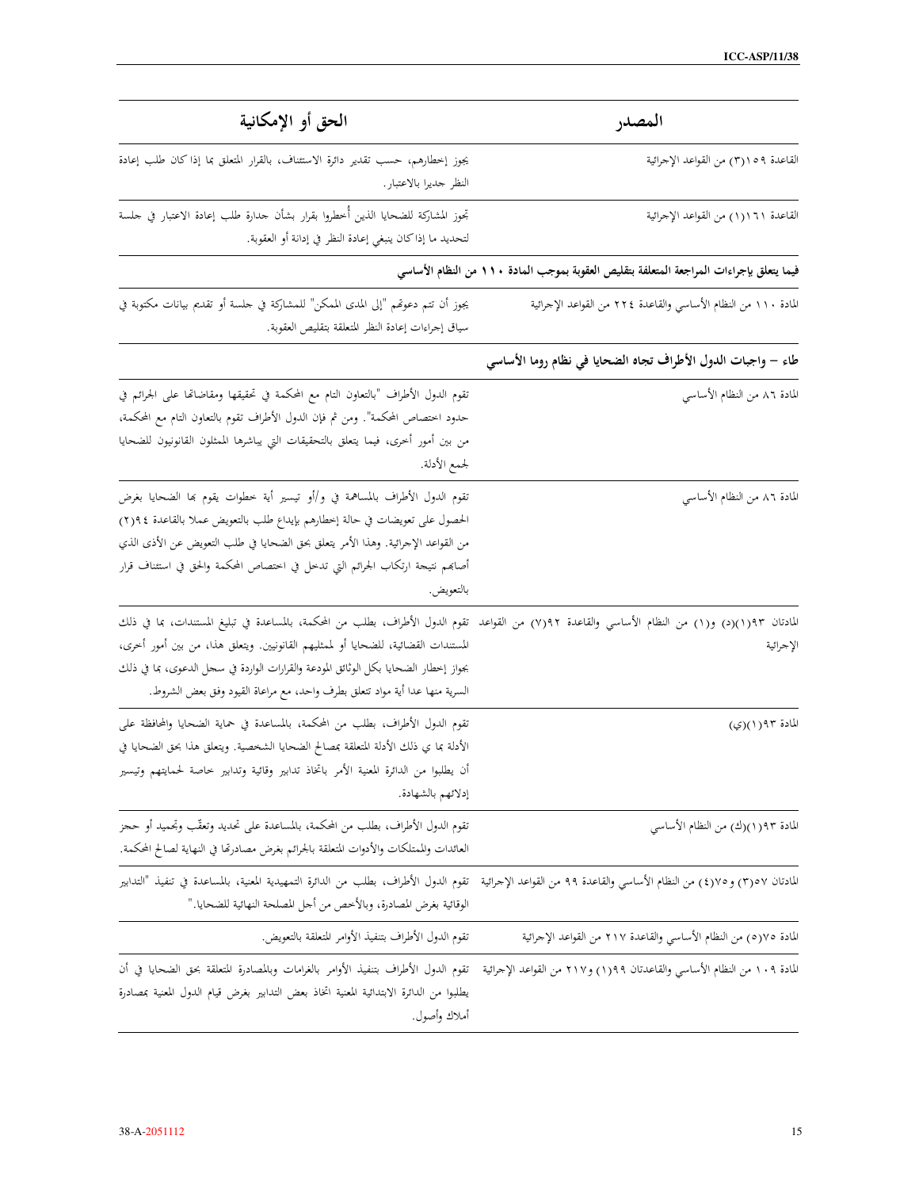| المصدر | الحق أو الإمكانية |
|---|---|
| القاعدة ١٥٩(٣) من القواعد الإجرائية | يجوز إخطارهم، حسب تقدير دائرة الاستئناف، بالقرار المتعلق بما إذا كان طلب إعادة النظر جديرا بالاعتبار. |
| القاعدة ١٦١(١) من القواعد الإجرائية | تجوز المشاركة للضحايا الذين أُخطروا بقرار بشأن جدارة طلب إعادة الاعتبار في جلسة لتحديد ما إذا كان ينبغي إعادة النظر في إدانة أو العقوبة. |
| **فيما يتعلق بإجراءات المراجعة المتعلقة بتقليص العقوبة بموجب المادة ١١٠ من النظام الأساسي** | |
| المادة ١١٠ من النظام الأساسي والقاعدة ٢٢٤ من القواعد الإجرائية | يجوز أن تتم دعوتهم "إلى المدى الممكن" للمشاركة في جلسة أو تقديم بيانات مكتوبة في سياق إجراءات إعادة النظر المتعلقة بتقليص العقوبة. |
| **طاء – واجبات الدول الأطراف تجاه الضحايا في نظام روما الأساسي** | |
| المادة ٨٦ من النظام الأساسي | تقوم الدول الأطراف "بالتعاون التام مع المحكمة في تحقيقها ومقاضاتها على الجرائم في حدود اختصاص المحكمة". ومن ثم فإن الدول الأطراف تقوم بالتعاون التام مع المحكمة، من بين أمور أخرى، فيما يتعلق بالتحقيقات التي يباشرها الممثلون القانونيون للضحايا لجمع الأدلة. |
| المادة ٨٦ من النظام الأساسي | تقوم الدول الأطراف بالمساهمة في و/أو تيسير أية خطوات يقوم بها الضحايا بغرض الحصول على تعويضات في حالة إخطارهم بإيداع طلب بالتعويض عملا بالقاعدة ٩٤(٢) من القواعد الإجرائية. وهذا الأمر يتعلق بحق الضحايا في طلب التعويض عن الأذى الذي أصابهم نتيجة ارتكاب الجرائم التي تدخل في اختصاص المحكمة والحق في استئناف قرار بالتعويض. |
| المادتان ٩٣(١)(د) و(١) من النظام الأساسي والقاعدة ٩٢(٧) من القواعد الإجرائية | تقوم الدول الأطراف، بطلب من المحكمة، بالمساعدة في تبليغ المستندات، بما في ذلك المستندات القضائية، للضحايا أو لممثليهم القانونيين. ويتعلق هذا، من بين أمور أخرى، بجواز إخطار الضحايا بكل الوثائق المودعة والقرارات الواردة في سجل الدعوى، بما في ذلك السرية منها عدا أية مواد تتعلق بطرف واحد، مع مراعاة القيود وفق بعض الشروط. |
| المادة ٩٣(١)(ي) | تقوم الدول الأطراف، بطلب من المحكمة، بالمساعدة في حماية الضحايا والمحافظة على الأدلة بما في ذلك الأدلة المتعلقة بمصالح الضحايا الشخصية. ويتعلق هذا بحق الضحايا في أن يطلبوا من الدائرة المعنية الأمر باتخاذ تدابير وقائية وتدابير خاصة لحمايتهم وتيسير إدلائهم بالشهادة. |
| المادة ٩٣(١)(ك) من النظام الأساسي | تقوم الدول الأطراف، بطلب من المحكمة، بالمساعدة على تحديد وتعقّب وتجميد أو حجز العائدات والممتلكات والأدوات المتعلقة بالجرائم بغرض مصادرتها في النهاية لصالح المحكمة. |
| المادتان ٥٧(٣) و٧٥(٤) من النظام الأساسي والقاعدة ٩٩ من القواعد الإجرائية | تقوم الدول الأطراف، بطلب من الدائرة التمهيدية المعنية، بالمساعدة في تنفيذ "التدابير الوقائية بغرض المصادرة، وبالأخص من أجل المصلحة النهائية للضحايا." |
| المادة ٧٥(٥) من النظام الأساسي والقاعدة ٢١٧ من القواعد الإجرائية | تقوم الدول الأطراف بتنفيذ الأوامر المتعلقة بالتعويض. |
| المادة ١٠٩ من النظام الأساسي والقاعدتان ٩٩(١) و٢١٧ من القواعد الإجرائية | تقوم الدول الأطراف بتنفيذ الأوامر بالغرامات وبالمصادرة المتعلقة بحق الضحايا في أن يطلبوا من الدائرة الابتدائية المعنية اتخاذ بعض التدابير بغرض قيام الدول المعنية بمصادرة أملاك وأصول. |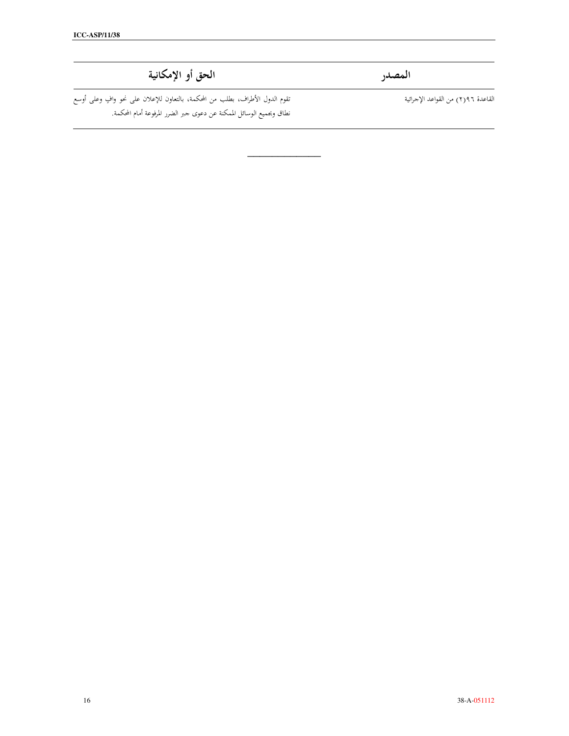| المصدر | الحق أو الإمكانية |
| --- | --- |
| القاعدة ٩٦(٢) من القواعد الإجرائية | تقوم الدول الأطراف، بطلب من المحكمة، بالتعاون للإعلان على نحو وافٍ وعلى أوسع نطاق وبجميع الوسائل الممكنة عن دعوى جبر الضرر المرفوعة أمام المحكمة. |

---